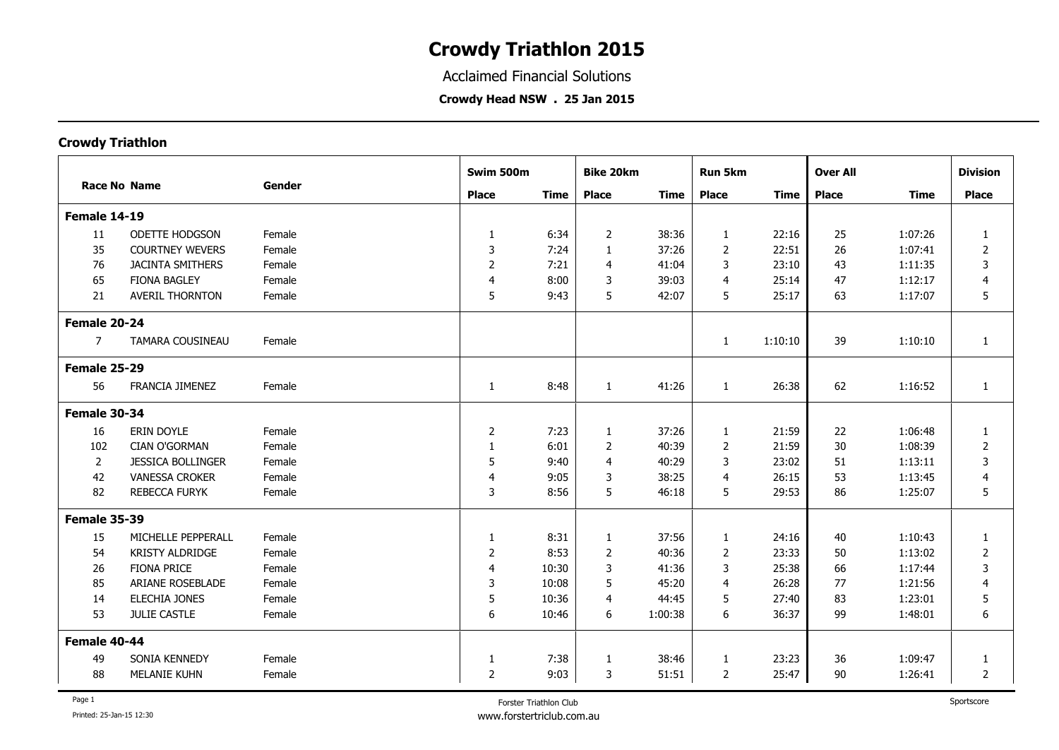# Crowdy Triathlon 2015

Acclaimed Financial Solutions

**Crowdy Head NSW . 25 Jan 2015**

## Crowdy Triathlon

| Race No | Name | Gender | Swim 500m | | Bike 20km | | Run 5km | | Over All | | Division |
|---|---|---|---|---|---|---|---|---|---|---|---|
| | | | Place | Time | Place | Time | Place | Time | Place | Time | Place |
| **Female 14-19** | | | | | | | | | | | |
| 11 | ODETTE HODGSON | Female | 1 | 6:34 | 2 | 38:36 | 1 | 22:16 | 25 | 1:07:26 | 1 |
| 35 | COURTNEY WEVERS | Female | 3 | 7:24 | 1 | 37:26 | 2 | 22:51 | 26 | 1:07:41 | 2 |
| 76 | JACINTA SMITHERS | Female | 2 | 7:21 | 4 | 41:04 | 3 | 23:10 | 43 | 1:11:35 | 3 |
| 65 | FIONA BAGLEY | Female | 4 | 8:00 | 3 | 39:03 | 4 | 25:14 | 47 | 1:12:17 | 4 |
| 21 | AVERIL THORNTON | Female | 5 | 9:43 | 5 | 42:07 | 5 | 25:17 | 63 | 1:17:07 | 5 |
| **Female 20-24** | | | | | | | | | | | |
| 7 | TAMARA COUSINEAU | Female | | | | | 1 | 1:10:10 | 39 | 1:10:10 | 1 |
| **Female 25-29** | | | | | | | | | | | |
| 56 | FRANCIA JIMENEZ | Female | 1 | 8:48 | 1 | 41:26 | 1 | 26:38 | 62 | 1:16:52 | 1 |
| **Female 30-34** | | | | | | | | | | | |
| 16 | ERIN DOYLE | Female | 2 | 7:23 | 1 | 37:26 | 1 | 21:59 | 22 | 1:06:48 | 1 |
| 102 | CIAN O'GORMAN | Female | 1 | 6:01 | 2 | 40:39 | 2 | 21:59 | 30 | 1:08:39 | 2 |
| 2 | JESSICA BOLLINGER | Female | 5 | 9:40 | 4 | 40:29 | 3 | 23:02 | 51 | 1:13:11 | 3 |
| 42 | VANESSA CROKER | Female | 4 | 9:05 | 3 | 38:25 | 4 | 26:15 | 53 | 1:13:45 | 4 |
| 82 | REBECCA FURYK | Female | 3 | 8:56 | 5 | 46:18 | 5 | 29:53 | 86 | 1:25:07 | 5 |
| **Female 35-39** | | | | | | | | | | | |
| 15 | MICHELLE PEPPERALL | Female | 1 | 8:31 | 1 | 37:56 | 1 | 24:16 | 40 | 1:10:43 | 1 |
| 54 | KRISTY ALDRIDGE | Female | 2 | 8:53 | 2 | 40:36 | 2 | 23:33 | 50 | 1:13:02 | 2 |
| 26 | FIONA PRICE | Female | 4 | 10:30 | 3 | 41:36 | 3 | 25:38 | 66 | 1:17:44 | 3 |
| 85 | ARIANE ROSEBLADE | Female | 3 | 10:08 | 5 | 45:20 | 4 | 26:28 | 77 | 1:21:56 | 4 |
| 14 | ELECHIA JONES | Female | 5 | 10:36 | 4 | 44:45 | 5 | 27:40 | 83 | 1:23:01 | 5 |
| 53 | JULIE CASTLE | Female | 6 | 10:46 | 6 | 1:00:38 | 6 | 36:37 | 99 | 1:48:01 | 6 |
| **Female 40-44** | | | | | | | | | | | |
| 49 | SONIA KENNEDY | Female | 1 | 7:38 | 1 | 38:46 | 1 | 23:23 | 36 | 1:09:47 | 1 |
| 88 | MELANIE KUHN | Female | 2 | 9:03 | 3 | 51:51 | 2 | 25:47 | 90 | 1:26:41 | 2 |

Printed: 25-Jan-15 12:30

Forster Triathlon Club
www.forstertriclub.com.au

Sportscore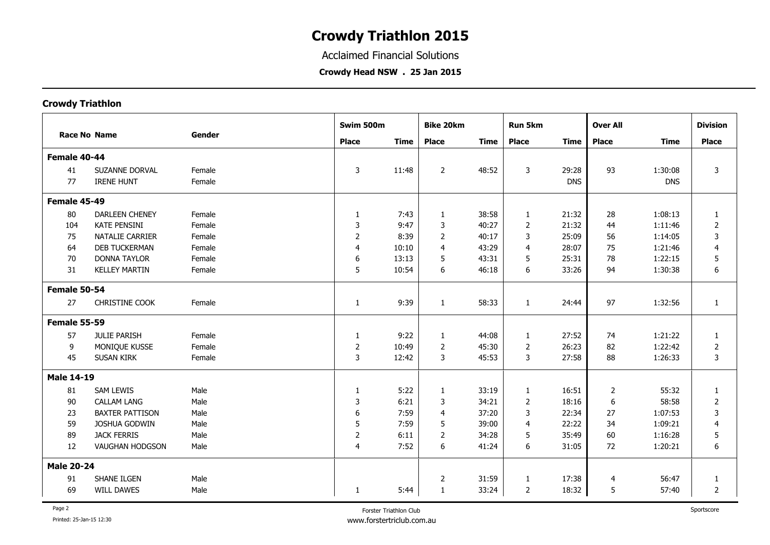# Crowdy Triathlon 2015

Acclaimed Financial Solutions

**Crowdy Head NSW . 25 Jan 2015**

## Crowdy Triathlon

| Race No | Name | Gender | Swim 500m | | Bike 20km | | Run 5km | | Over All | | Division |
|---|---|---|---|---|---|---|---|---|---|---|---|
| | | | Place | Time | Place | Time | Place | Time | Place | Time | Place |
| **Female 40-44** | | | | | | | | | | | |
| 41 | SUZANNE DORVAL | Female | 3 | 11:48 | 2 | 48:52 | 3 | 29:28 | 93 | 1:30:08 | 3 |
| 77 | IRENE HUNT | Female | | | | | | DNS | | DNS | |
| **Female 45-49** | | | | | | | | | | | |
| 80 | DARLEEN CHENEY | Female | 1 | 7:43 | 1 | 38:58 | 1 | 21:32 | 28 | 1:08:13 | 1 |
| 104 | KATE PENSINI | Female | 3 | 9:47 | 3 | 40:27 | 2 | 21:32 | 44 | 1:11:46 | 2 |
| 75 | NATALIE CARRIER | Female | 2 | 8:39 | 2 | 40:17 | 3 | 25:09 | 56 | 1:14:05 | 3 |
| 64 | DEB TUCKERMAN | Female | 4 | 10:10 | 4 | 43:29 | 4 | 28:07 | 75 | 1:21:46 | 4 |
| 70 | DONNA TAYLOR | Female | 6 | 13:13 | 5 | 43:31 | 5 | 25:31 | 78 | 1:22:15 | 5 |
| 31 | KELLEY MARTIN | Female | 5 | 10:54 | 6 | 46:18 | 6 | 33:26 | 94 | 1:30:38 | 6 |
| **Female 50-54** | | | | | | | | | | | |
| 27 | CHRISTINE COOK | Female | 1 | 9:39 | 1 | 58:33 | 1 | 24:44 | 97 | 1:32:56 | 1 |
| **Female 55-59** | | | | | | | | | | | |
| 57 | JULIE PARISH | Female | 1 | 9:22 | 1 | 44:08 | 1 | 27:52 | 74 | 1:21:22 | 1 |
| 9 | MONIQUE KUSSE | Female | 2 | 10:49 | 2 | 45:30 | 2 | 26:23 | 82 | 1:22:42 | 2 |
| 45 | SUSAN KIRK | Female | 3 | 12:42 | 3 | 45:53 | 3 | 27:58 | 88 | 1:26:33 | 3 |
| **Male 14-19** | | | | | | | | | | | |
| 81 | SAM LEWIS | Male | 1 | 5:22 | 1 | 33:19 | 1 | 16:51 | 2 | 55:32 | 1 |
| 90 | CALLAM LANG | Male | 3 | 6:21 | 3 | 34:21 | 2 | 18:16 | 6 | 58:58 | 2 |
| 23 | BAXTER PATTISON | Male | 6 | 7:59 | 4 | 37:20 | 3 | 22:34 | 27 | 1:07:53 | 3 |
| 59 | JOSHUA GODWIN | Male | 5 | 7:59 | 5 | 39:00 | 4 | 22:22 | 34 | 1:09:21 | 4 |
| 89 | JACK FERRIS | Male | 2 | 6:11 | 2 | 34:28 | 5 | 35:49 | 60 | 1:16:28 | 5 |
| 12 | VAUGHAN HODGSON | Male | 4 | 7:52 | 6 | 41:24 | 6 | 31:05 | 72 | 1:20:21 | 6 |
| **Male 20-24** | | | | | | | | | | | |
| 91 | SHANE ILGEN | Male | | | 2 | 31:59 | 1 | 17:38 | 4 | 56:47 | 1 |
| 69 | WILL DAWES | Male | 1 | 5:44 | 1 | 33:24 | 2 | 18:32 | 5 | 57:40 | 2 |

Printed: 25-Jan-15 12:30

Forster Triathlon Club
www.forstertriclub.com.au

Sportscore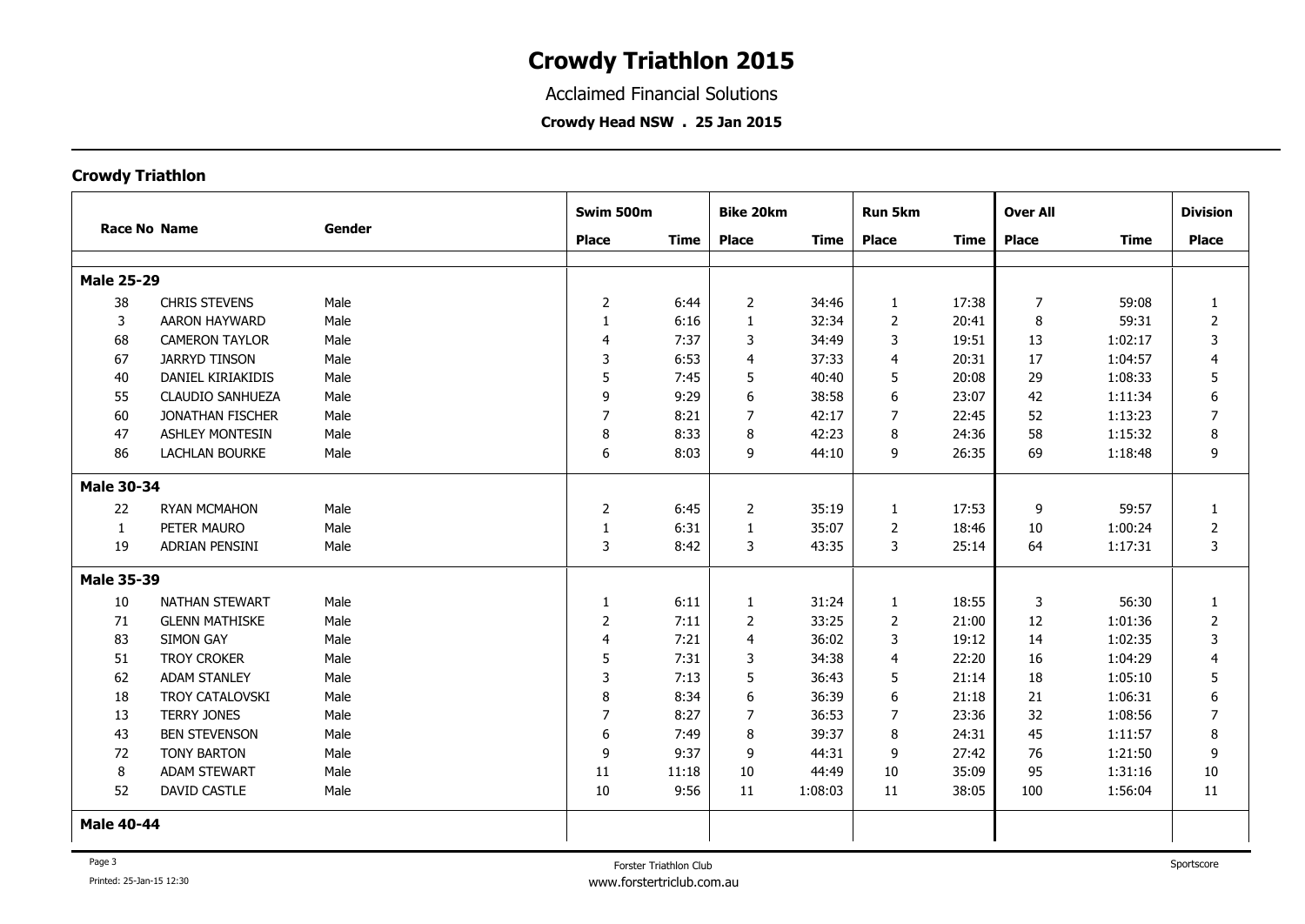# Crowdy Triathlon 2015

Acclaimed Financial Solutions

**Crowdy Head NSW . 25 Jan 2015**

## Crowdy Triathlon

| Race No | Name | Gender | Swim 500m | | Bike 20km | | Run 5km | | Over All | | Division |
|---|---|---|---|---|---|---|---|---|---|---|---|
| | | | Place | Time | Place | Time | Place | Time | Place | Time | Place |
| **Male 25-29** | | | | | | | | | | | |
| 38 | CHRIS STEVENS | Male | 2 | 6:44 | 2 | 34:46 | 1 | 17:38 | 7 | 59:08 | 1 |
| 3 | AARON HAYWARD | Male | 1 | 6:16 | 1 | 32:34 | 2 | 20:41 | 8 | 59:31 | 2 |
| 68 | CAMERON TAYLOR | Male | 4 | 7:37 | 3 | 34:49 | 3 | 19:51 | 13 | 1:02:17 | 3 |
| 67 | JARRYD TINSON | Male | 3 | 6:53 | 4 | 37:33 | 4 | 20:31 | 17 | 1:04:57 | 4 |
| 40 | DANIEL KIRIAKIDIS | Male | 5 | 7:45 | 5 | 40:40 | 5 | 20:08 | 29 | 1:08:33 | 5 |
| 55 | CLAUDIO SANHUEZA | Male | 9 | 9:29 | 6 | 38:58 | 6 | 23:07 | 42 | 1:11:34 | 6 |
| 60 | JONATHAN FISCHER | Male | 7 | 8:21 | 7 | 42:17 | 7 | 22:45 | 52 | 1:13:23 | 7 |
| 47 | ASHLEY MONTESIN | Male | 8 | 8:33 | 8 | 42:23 | 8 | 24:36 | 58 | 1:15:32 | 8 |
| 86 | LACHLAN BOURKE | Male | 6 | 8:03 | 9 | 44:10 | 9 | 26:35 | 69 | 1:18:48 | 9 |
| **Male 30-34** | | | | | | | | | | | |
| 22 | RYAN MCMAHON | Male | 2 | 6:45 | 2 | 35:19 | 1 | 17:53 | 9 | 59:57 | 1 |
| 1 | PETER MAURO | Male | 1 | 6:31 | 1 | 35:07 | 2 | 18:46 | 10 | 1:00:24 | 2 |
| 19 | ADRIAN PENSINI | Male | 3 | 8:42 | 3 | 43:35 | 3 | 25:14 | 64 | 1:17:31 | 3 |
| **Male 35-39** | | | | | | | | | | | |
| 10 | NATHAN STEWART | Male | 1 | 6:11 | 1 | 31:24 | 1 | 18:55 | 3 | 56:30 | 1 |
| 71 | GLENN MATHISKE | Male | 2 | 7:11 | 2 | 33:25 | 2 | 21:00 | 12 | 1:01:36 | 2 |
| 83 | SIMON GAY | Male | 4 | 7:21 | 4 | 36:02 | 3 | 19:12 | 14 | 1:02:35 | 3 |
| 51 | TROY CROKER | Male | 5 | 7:31 | 3 | 34:38 | 4 | 22:20 | 16 | 1:04:29 | 4 |
| 62 | ADAM STANLEY | Male | 3 | 7:13 | 5 | 36:43 | 5 | 21:14 | 18 | 1:05:10 | 5 |
| 18 | TROY CATALOVSKI | Male | 8 | 8:34 | 6 | 36:39 | 6 | 21:18 | 21 | 1:06:31 | 6 |
| 13 | TERRY JONES | Male | 7 | 8:27 | 7 | 36:53 | 7 | 23:36 | 32 | 1:08:56 | 7 |
| 43 | BEN STEVENSON | Male | 6 | 7:49 | 8 | 39:37 | 8 | 24:31 | 45 | 1:11:57 | 8 |
| 72 | TONY BARTON | Male | 9 | 9:37 | 9 | 44:31 | 9 | 27:42 | 76 | 1:21:50 | 9 |
| 8 | ADAM STEWART | Male | 11 | 11:18 | 10 | 44:49 | 10 | 35:09 | 95 | 1:31:16 | 10 |
| 52 | DAVID CASTLE | Male | 10 | 9:56 | 11 | 1:08:03 | 11 | 38:05 | 100 | 1:56:04 | 11 |
| **Male 40-44** | | | | | | | | | | | |

Printed: 25-Jan-15 12:30

Forster Triathlon Club
www.forstertriclub.com.au

Sportscore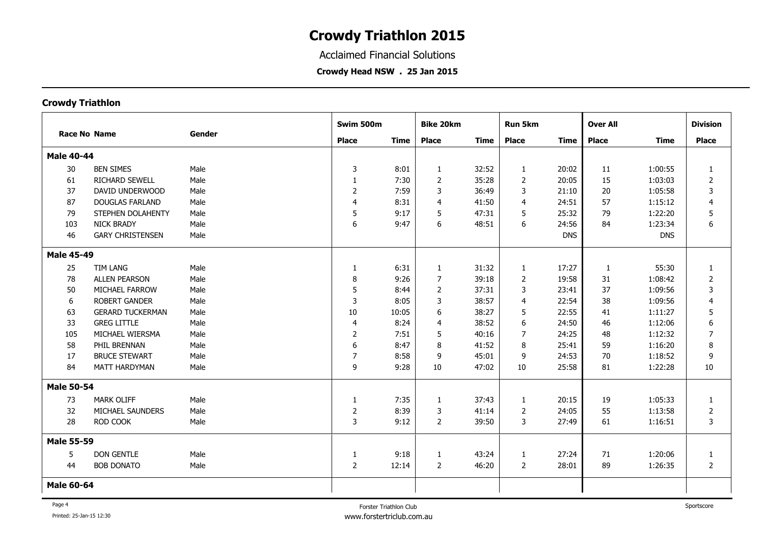# Crowdy Triathlon 2015

Acclaimed Financial Solutions

**Crowdy Head NSW . 25 Jan 2015**

## Crowdy Triathlon

| Race No | Name | Gender | Swim 500m | | Bike 20km | | Run 5km | | Over All | | Division |
|---|---|---|---|---|---|---|---|---|---|---|---|
| | | | Place | Time | Place | Time | Place | Time | Place | Time | Place |
| **Male 40-44** | | | | | | | | | | | |
| 30 | BEN SIMES | Male | 3 | 8:01 | 1 | 32:52 | 1 | 20:02 | 11 | 1:00:55 | 1 |
| 61 | RICHARD SEWELL | Male | 1 | 7:30 | 2 | 35:28 | 2 | 20:05 | 15 | 1:03:03 | 2 |
| 37 | DAVID UNDERWOOD | Male | 2 | 7:59 | 3 | 36:49 | 3 | 21:10 | 20 | 1:05:58 | 3 |
| 87 | DOUGLAS FARLAND | Male | 4 | 8:31 | 4 | 41:50 | 4 | 24:51 | 57 | 1:15:12 | 4 |
| 79 | STEPHEN DOLAHENTY | Male | 5 | 9:17 | 5 | 47:31 | 5 | 25:32 | 79 | 1:22:20 | 5 |
| 103 | NICK BRADY | Male | 6 | 9:47 | 6 | 48:51 | 6 | 24:56 | 84 | 1:23:34 | 6 |
| 46 | GARY CHRISTENSEN | Male | | | | | | DNS | | DNS | |
| **Male 45-49** | | | | | | | | | | | |
| 25 | TIM LANG | Male | 1 | 6:31 | 1 | 31:32 | 1 | 17:27 | 1 | 55:30 | 1 |
| 78 | ALLEN PEARSON | Male | 8 | 9:26 | 7 | 39:18 | 2 | 19:58 | 31 | 1:08:42 | 2 |
| 50 | MICHAEL FARROW | Male | 5 | 8:44 | 2 | 37:31 | 3 | 23:41 | 37 | 1:09:56 | 3 |
| 6 | ROBERT GANDER | Male | 3 | 8:05 | 3 | 38:57 | 4 | 22:54 | 38 | 1:09:56 | 4 |
| 63 | GERARD TUCKERMAN | Male | 10 | 10:05 | 6 | 38:27 | 5 | 22:55 | 41 | 1:11:27 | 5 |
| 33 | GREG LITTLE | Male | 4 | 8:24 | 4 | 38:52 | 6 | 24:50 | 46 | 1:12:06 | 6 |
| 105 | MICHAEL WIERSMA | Male | 2 | 7:51 | 5 | 40:16 | 7 | 24:25 | 48 | 1:12:32 | 7 |
| 58 | PHIL BRENNAN | Male | 6 | 8:47 | 8 | 41:52 | 8 | 25:41 | 59 | 1:16:20 | 8 |
| 17 | BRUCE STEWART | Male | 7 | 8:58 | 9 | 45:01 | 9 | 24:53 | 70 | 1:18:52 | 9 |
| 84 | MATT HARDYMAN | Male | 9 | 9:28 | 10 | 47:02 | 10 | 25:58 | 81 | 1:22:28 | 10 |
| **Male 50-54** | | | | | | | | | | | |
| 73 | MARK OLIFF | Male | 1 | 7:35 | 1 | 37:43 | 1 | 20:15 | 19 | 1:05:33 | 1 |
| 32 | MICHAEL SAUNDERS | Male | 2 | 8:39 | 3 | 41:14 | 2 | 24:05 | 55 | 1:13:58 | 2 |
| 28 | ROD COOK | Male | 3 | 9:12 | 2 | 39:50 | 3 | 27:49 | 61 | 1:16:51 | 3 |
| **Male 55-59** | | | | | | | | | | | |
| 5 | DON GENTLE | Male | 1 | 9:18 | 1 | 43:24 | 1 | 27:24 | 71 | 1:20:06 | 1 |
| 44 | BOB DONATO | Male | 2 | 12:14 | 2 | 46:20 | 2 | 28:01 | 89 | 1:26:35 | 2 |
| **Male 60-64** | | | | | | | | | | | |

Printed: 25-Jan-15 12:30

Forster Triathlon Club
www.forstertriclub.com.au

Sportscore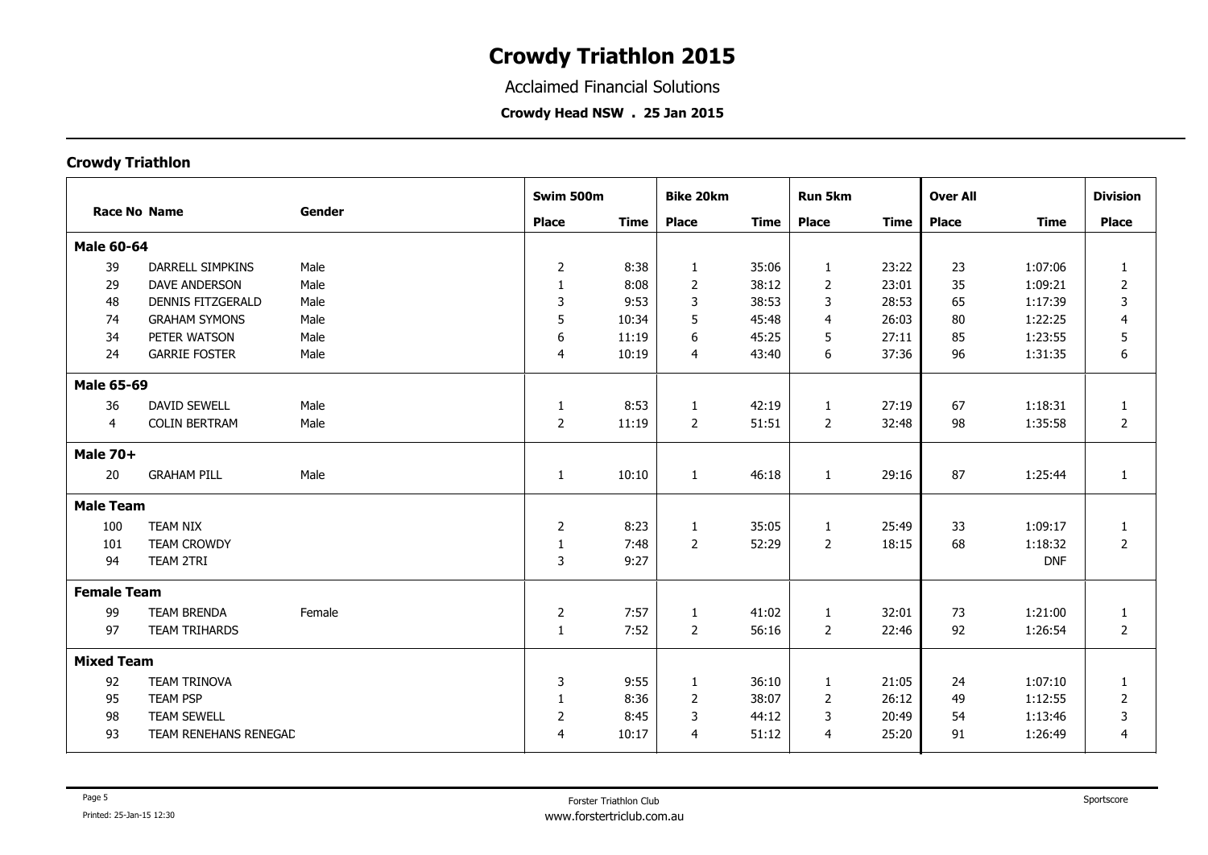# Crowdy Triathlon 2015

Acclaimed Financial Solutions

**Crowdy Head NSW . 25 Jan 2015**

## Crowdy Triathlon

| Race No | Name | Gender | Swim 500m | | Bike 20km | | Run 5km | | Over All | | Division |
|---|---|---|---|---|---|---|---|---|---|---|---|
| | | | Place | Time | Place | Time | Place | Time | Place | Time | Place |
| **Male 60-64** | | | | | | | | | | | |
| 39 | DARRELL SIMPKINS | Male | 2 | 8:38 | 1 | 35:06 | 1 | 23:22 | 23 | 1:07:06 | 1 |
| 29 | DAVE ANDERSON | Male | 1 | 8:08 | 2 | 38:12 | 2 | 23:01 | 35 | 1:09:21 | 2 |
| 48 | DENNIS FITZGERALD | Male | 3 | 9:53 | 3 | 38:53 | 3 | 28:53 | 65 | 1:17:39 | 3 |
| 74 | GRAHAM SYMONS | Male | 5 | 10:34 | 5 | 45:48 | 4 | 26:03 | 80 | 1:22:25 | 4 |
| 34 | PETER WATSON | Male | 6 | 11:19 | 6 | 45:25 | 5 | 27:11 | 85 | 1:23:55 | 5 |
| 24 | GARRIE FOSTER | Male | 4 | 10:19 | 4 | 43:40 | 6 | 37:36 | 96 | 1:31:35 | 6 |
| **Male 65-69** | | | | | | | | | | | |
| 36 | DAVID SEWELL | Male | 1 | 8:53 | 1 | 42:19 | 1 | 27:19 | 67 | 1:18:31 | 1 |
| 4 | COLIN BERTRAM | Male | 2 | 11:19 | 2 | 51:51 | 2 | 32:48 | 98 | 1:35:58 | 2 |
| **Male 70+** | | | | | | | | | | | |
| 20 | GRAHAM PILL | Male | 1 | 10:10 | 1 | 46:18 | 1 | 29:16 | 87 | 1:25:44 | 1 |
| **Male Team** | | | | | | | | | | | |
| 100 | TEAM NIX | | 2 | 8:23 | 1 | 35:05 | 1 | 25:49 | 33 | 1:09:17 | 1 |
| 101 | TEAM CROWDY | | 1 | 7:48 | 2 | 52:29 | 2 | 18:15 | 68 | 1:18:32 | 2 |
| 94 | TEAM 2TRI | | 3 | 9:27 | | | | | | DNF | |
| **Female Team** | | | | | | | | | | | |
| 99 | TEAM BRENDA | Female | 2 | 7:57 | 1 | 41:02 | 1 | 32:01 | 73 | 1:21:00 | 1 |
| 97 | TEAM TRIHARDS | | 1 | 7:52 | 2 | 56:16 | 2 | 22:46 | 92 | 1:26:54 | 2 |
| **Mixed Team** | | | | | | | | | | | |
| 92 | TEAM TRINOVA | | 3 | 9:55 | 1 | 36:10 | 1 | 21:05 | 24 | 1:07:10 | 1 |
| 95 | TEAM PSP | | 1 | 8:36 | 2 | 38:07 | 2 | 26:12 | 49 | 1:12:55 | 2 |
| 98 | TEAM SEWELL | | 2 | 8:45 | 3 | 44:12 | 3 | 20:49 | 54 | 1:13:46 | 3 |
| 93 | TEAM RENEHANS RENEGAD | | 4 | 10:17 | 4 | 51:12 | 4 | 25:20 | 91 | 1:26:49 | 4 |

Printed: 25-Jan-15 12:30

Forster Triathlon Club
www.forstertriclub.com.au

Sportscore